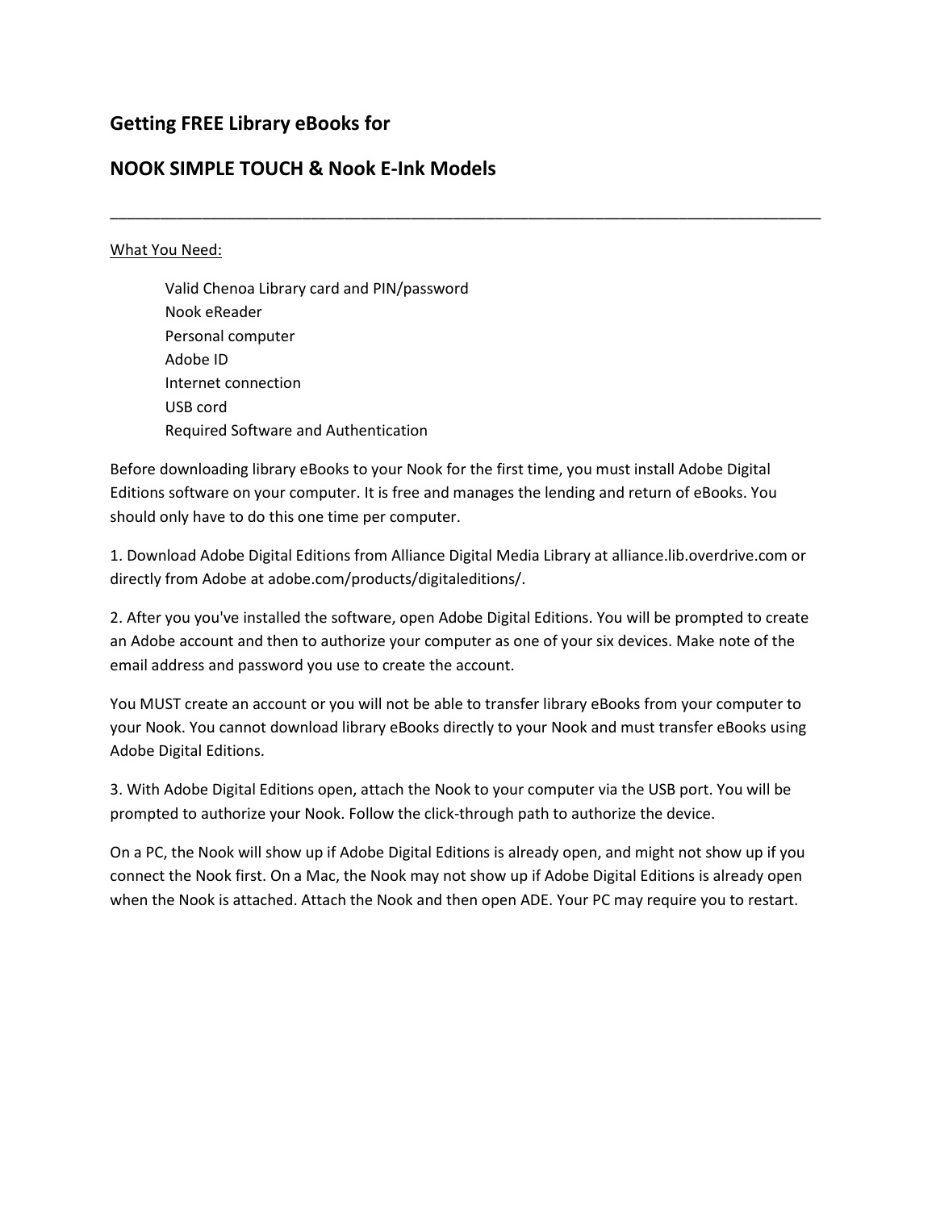## Getting FREE Library eBooks for

## NOOK SIMPLE TOUCH & Nook E-Ink Models

---

What You Need:

Valid Chenoa Library card and PIN/password
Nook eReader
Personal computer
Adobe ID
Internet connection
USB cord
Required Software and Authentication

Before downloading library eBooks to your Nook for the first time, you must install Adobe Digital Editions software on your computer. It is free and manages the lending and return of eBooks. You should only have to do this one time per computer.

1. Download Adobe Digital Editions from Alliance Digital Media Library at alliance.lib.overdrive.com or directly from Adobe at adobe.com/products/digitaleditions/.

2. After you you've installed the software, open Adobe Digital Editions. You will be prompted to create an Adobe account and then to authorize your computer as one of your six devices. Make note of the email address and password you use to create the account.

You MUST create an account or you will not be able to transfer library eBooks from your computer to your Nook. You cannot download library eBooks directly to your Nook and must transfer eBooks using Adobe Digital Editions.

3. With Adobe Digital Editions open, attach the Nook to your computer via the USB port. You will be prompted to authorize your Nook. Follow the click-through path to authorize the device.

On a PC, the Nook will show up if Adobe Digital Editions is already open, and might not show up if you connect the Nook first. On a Mac, the Nook may not show up if Adobe Digital Editions is already open when the Nook is attached. Attach the Nook and then open ADE. Your PC may require you to restart.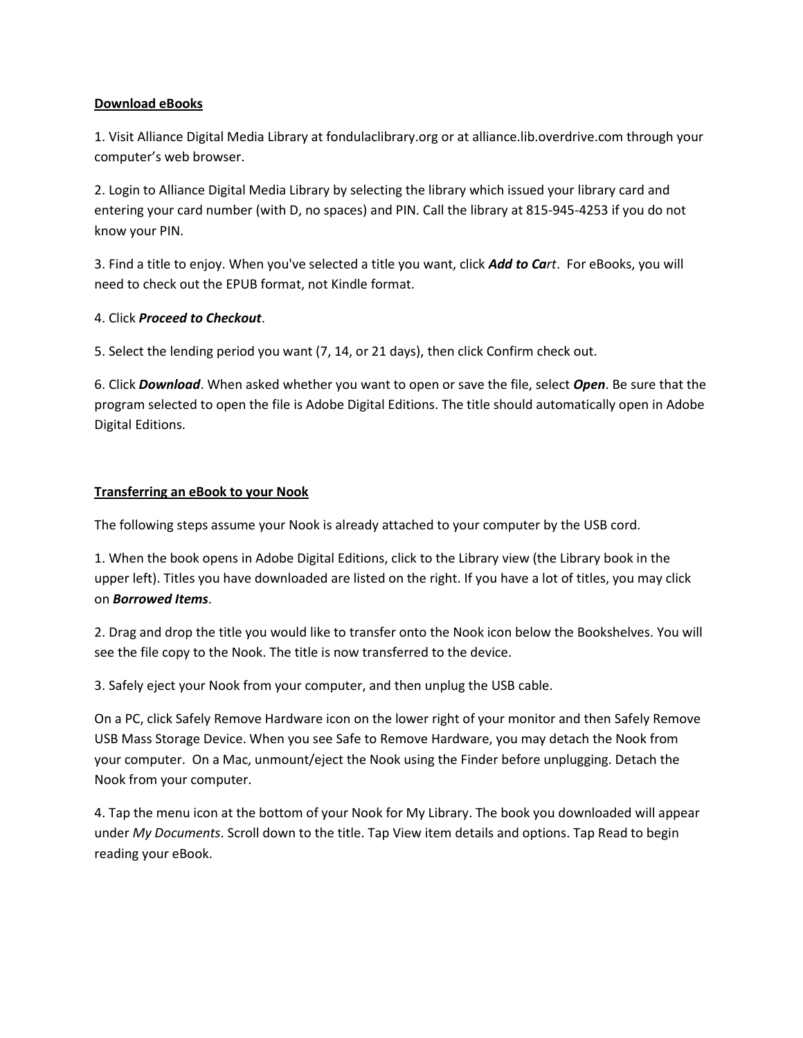## Download eBooks

1. Visit Alliance Digital Media Library at fondulaclibrary.org or at alliance.lib.overdrive.com through your computer's web browser.

2. Login to Alliance Digital Media Library by selecting the library which issued your library card and entering your card number (with D, no spaces) and PIN. Call the library at 815-945-4253 if you do not know your PIN.

3. Find a title to enjoy. When you've selected a title you want, click ***Add to Ca****rt*. For eBooks, you will need to check out the EPUB format, not Kindle format.

4. Click ***Proceed to Checkout***.

5. Select the lending period you want (7, 14, or 21 days), then click Confirm check out.

6. Click ***Download***. When asked whether you want to open or save the file, select ***Open***. Be sure that the program selected to open the file is Adobe Digital Editions. The title should automatically open in Adobe Digital Editions.

## Transferring an eBook to your Nook

The following steps assume your Nook is already attached to your computer by the USB cord.

1. When the book opens in Adobe Digital Editions, click to the Library view (the Library book in the upper left). Titles you have downloaded are listed on the right. If you have a lot of titles, you may click on ***Borrowed Items***.

2. Drag and drop the title you would like to transfer onto the Nook icon below the Bookshelves. You will see the file copy to the Nook. The title is now transferred to the device.

3. Safely eject your Nook from your computer, and then unplug the USB cable.

On a PC, click Safely Remove Hardware icon on the lower right of your monitor and then Safely Remove USB Mass Storage Device. When you see Safe to Remove Hardware, you may detach the Nook from your computer. On a Mac, unmount/eject the Nook using the Finder before unplugging. Detach the Nook from your computer.

4. Tap the menu icon at the bottom of your Nook for My Library. The book you downloaded will appear under *My Documents*. Scroll down to the title. Tap View item details and options. Tap Read to begin reading your eBook.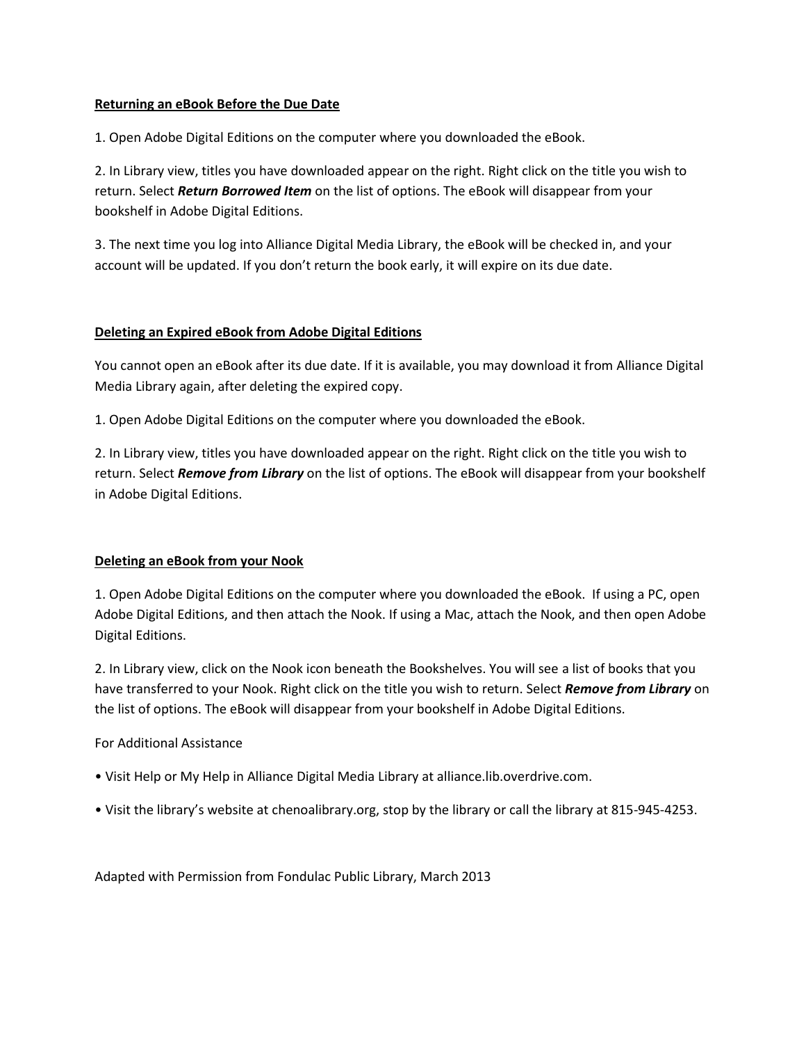**Returning an eBook Before the Due Date**

1. Open Adobe Digital Editions on the computer where you downloaded the eBook.

2. In Library view, titles you have downloaded appear on the right. Right click on the title you wish to return. Select ***Return Borrowed Item*** on the list of options. The eBook will disappear from your bookshelf in Adobe Digital Editions.

3. The next time you log into Alliance Digital Media Library, the eBook will be checked in, and your account will be updated. If you don't return the book early, it will expire on its due date.

**Deleting an Expired eBook from Adobe Digital Editions**

You cannot open an eBook after its due date. If it is available, you may download it from Alliance Digital Media Library again, after deleting the expired copy.

1. Open Adobe Digital Editions on the computer where you downloaded the eBook.

2. In Library view, titles you have downloaded appear on the right. Right click on the title you wish to return. Select ***Remove from Library*** on the list of options. The eBook will disappear from your bookshelf in Adobe Digital Editions.

**Deleting an eBook from your Nook**

1. Open Adobe Digital Editions on the computer where you downloaded the eBook. If using a PC, open Adobe Digital Editions, and then attach the Nook. If using a Mac, attach the Nook, and then open Adobe Digital Editions.

2. In Library view, click on the Nook icon beneath the Bookshelves. You will see a list of books that you have transferred to your Nook. Right click on the title you wish to return. Select ***Remove from Library*** on the list of options. The eBook will disappear from your bookshelf in Adobe Digital Editions.

For Additional Assistance

- Visit Help or My Help in Alliance Digital Media Library at alliance.lib.overdrive.com.
- Visit the library's website at chenoalibrary.org, stop by the library or call the library at 815-945-4253.

Adapted with Permission from Fondulac Public Library, March 2013